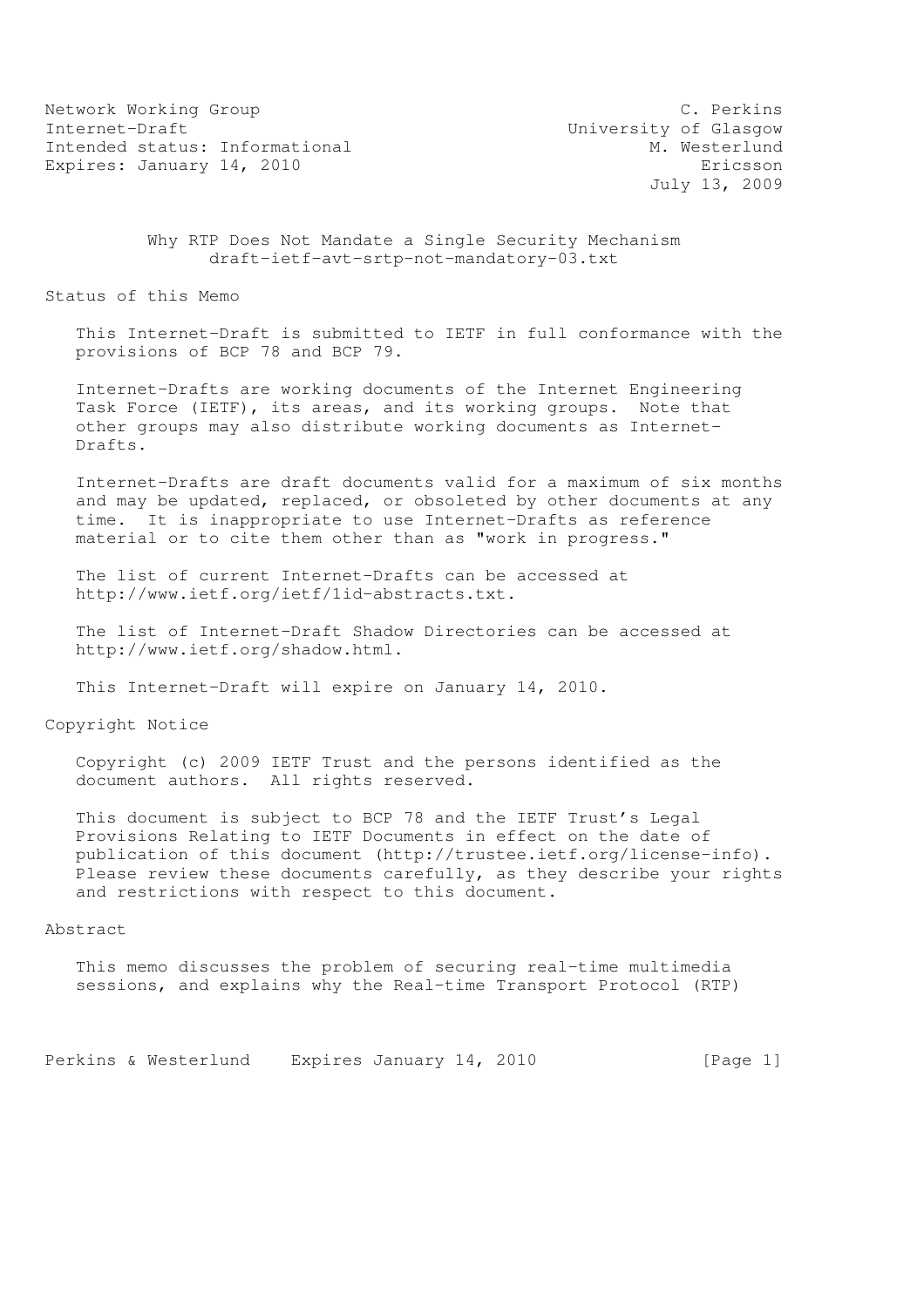Network Working Group C. Perkins
Internet-Draft University of Glasgow
Intended status: Informational M. Westerlund
Expires: January 14, 2010 Ericsson
July 13, 2009

# Why RTP Does Not Mandate a Single Security Mechanism
draft-ietf-avt-srtp-not-mandatory-03.txt

## Status of this Memo

This Internet-Draft is submitted to IETF in full conformance with the provisions of BCP 78 and BCP 79.

Internet-Drafts are working documents of the Internet Engineering Task Force (IETF), its areas, and its working groups. Note that other groups may also distribute working documents as Internet-Drafts.

Internet-Drafts are draft documents valid for a maximum of six months and may be updated, replaced, or obsoleted by other documents at any time. It is inappropriate to use Internet-Drafts as reference material or to cite them other than as "work in progress."

The list of current Internet-Drafts can be accessed at http://www.ietf.org/ietf/1id-abstracts.txt.

The list of Internet-Draft Shadow Directories can be accessed at http://www.ietf.org/shadow.html.

This Internet-Draft will expire on January 14, 2010.

## Copyright Notice

Copyright (c) 2009 IETF Trust and the persons identified as the document authors. All rights reserved.

This document is subject to BCP 78 and the IETF Trust's Legal Provisions Relating to IETF Documents in effect on the date of publication of this document (http://trustee.ietf.org/license-info). Please review these documents carefully, as they describe your rights and restrictions with respect to this document.

## Abstract

This memo discusses the problem of securing real-time multimedia sessions, and explains why the Real-time Transport Protocol (RTP)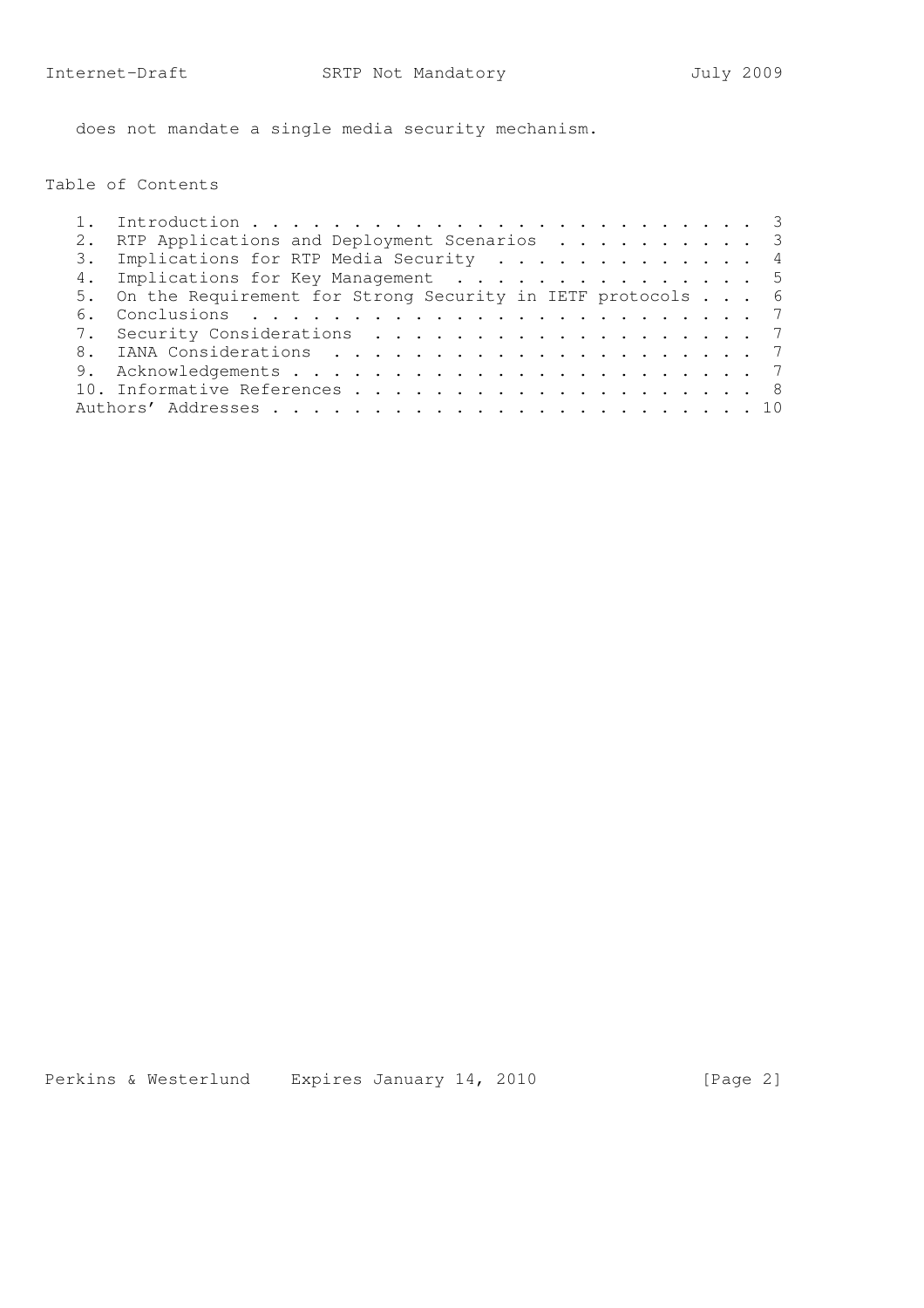does not mandate a single media security mechanism.

## Table of Contents

1. Introduction . . . . . . . . . . . . . . . . . . . . . . . . . 3
2. RTP Applications and Deployment Scenarios . . . . . . . . . . 3
3. Implications for RTP Media Security . . . . . . . . . . . . . 4
4. Implications for Key Management . . . . . . . . . . . . . . . 5
5. On the Requirement for Strong Security in IETF protocols . . . 6
6. Conclusions . . . . . . . . . . . . . . . . . . . . . . . . . 7
7. Security Considerations . . . . . . . . . . . . . . . . . . . 7
8. IANA Considerations . . . . . . . . . . . . . . . . . . . . . 7
9. Acknowledgements . . . . . . . . . . . . . . . . . . . . . . . 7
10. Informative References . . . . . . . . . . . . . . . . . . . . 8

Authors' Addresses . . . . . . . . . . . . . . . . . . . . . . . . 10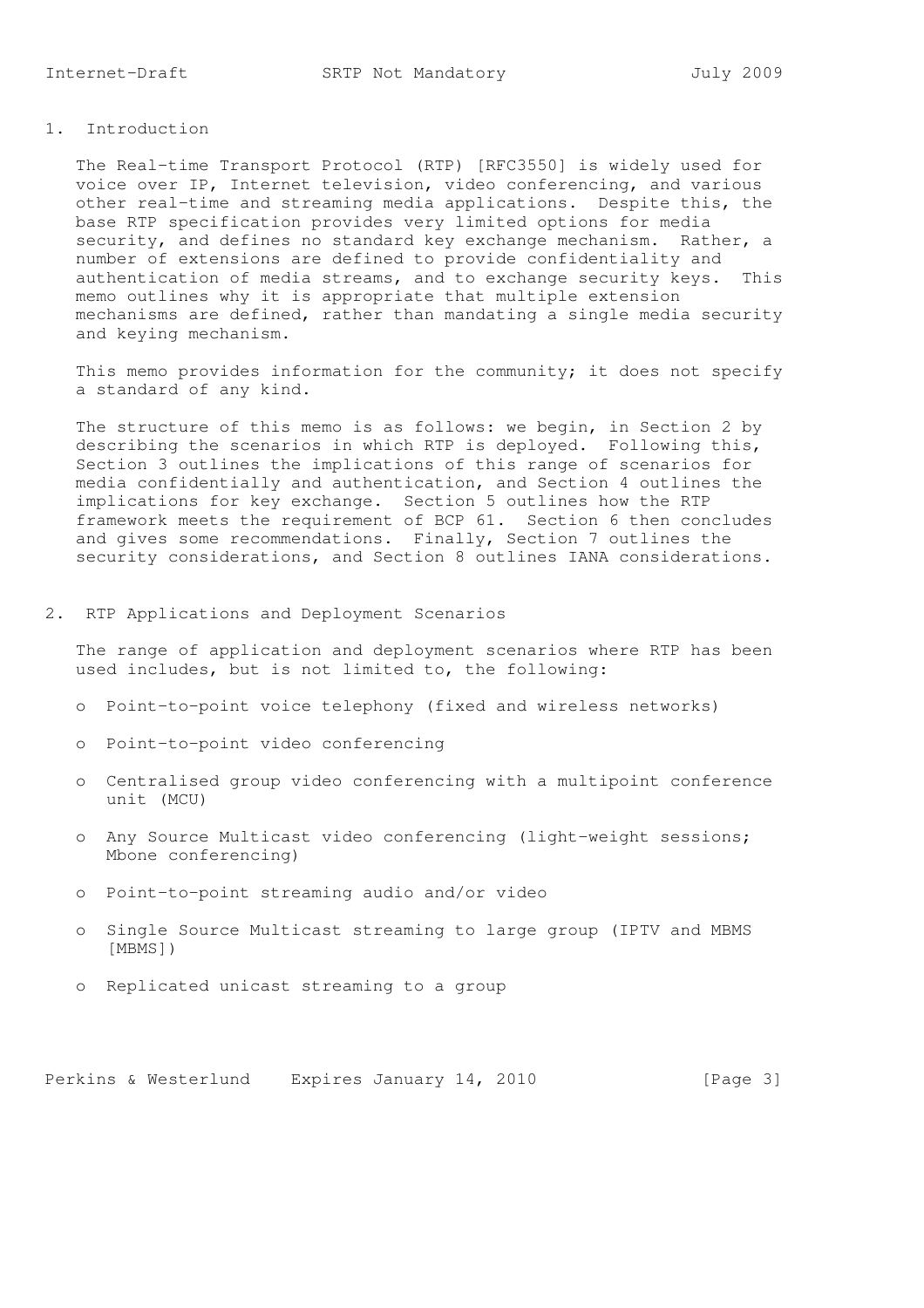## 1. Introduction

The Real-time Transport Protocol (RTP) [RFC3550] is widely used for voice over IP, Internet television, video conferencing, and various other real-time and streaming media applications. Despite this, the base RTP specification provides very limited options for media security, and defines no standard key exchange mechanism. Rather, a number of extensions are defined to provide confidentiality and authentication of media streams, and to exchange security keys. This memo outlines why it is appropriate that multiple extension mechanisms are defined, rather than mandating a single media security and keying mechanism.

This memo provides information for the community; it does not specify a standard of any kind.

The structure of this memo is as follows: we begin, in Section 2 by describing the scenarios in which RTP is deployed. Following this, Section 3 outlines the implications of this range of scenarios for media confidentially and authentication, and Section 4 outlines the implications for key exchange. Section 5 outlines how the RTP framework meets the requirement of BCP 61. Section 6 then concludes and gives some recommendations. Finally, Section 7 outlines the security considerations, and Section 8 outlines IANA considerations.

## 2. RTP Applications and Deployment Scenarios

The range of application and deployment scenarios where RTP has been used includes, but is not limited to, the following:

- Point-to-point voice telephony (fixed and wireless networks)
- Point-to-point video conferencing
- Centralised group video conferencing with a multipoint conference unit (MCU)
- Any Source Multicast video conferencing (light-weight sessions; Mbone conferencing)
- Point-to-point streaming audio and/or video
- Single Source Multicast streaming to large group (IPTV and MBMS [MBMS])
- Replicated unicast streaming to a group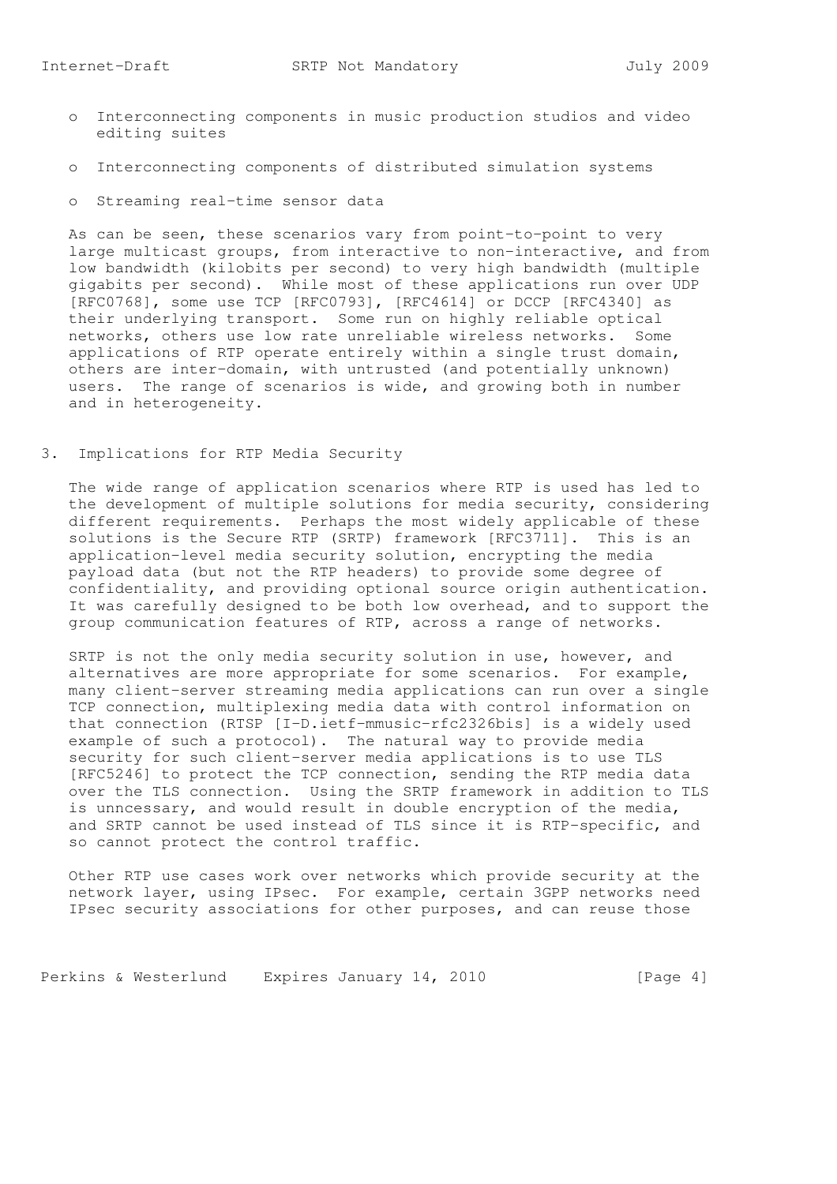- Interconnecting components in music production studios and video editing suites

- Interconnecting components of distributed simulation systems

- Streaming real-time sensor data

As can be seen, these scenarios vary from point-to-point to very large multicast groups, from interactive to non-interactive, and from low bandwidth (kilobits per second) to very high bandwidth (multiple gigabits per second). While most of these applications run over UDP [RFC0768], some use TCP [RFC0793], [RFC4614] or DCCP [RFC4340] as their underlying transport. Some run on highly reliable optical networks, others use low rate unreliable wireless networks. Some applications of RTP operate entirely within a single trust domain, others are inter-domain, with untrusted (and potentially unknown) users. The range of scenarios is wide, and growing both in number and in heterogeneity.

## 3. Implications for RTP Media Security

The wide range of application scenarios where RTP is used has led to the development of multiple solutions for media security, considering different requirements. Perhaps the most widely applicable of these solutions is the Secure RTP (SRTP) framework [RFC3711]. This is an application-level media security solution, encrypting the media payload data (but not the RTP headers) to provide some degree of confidentiality, and providing optional source origin authentication. It was carefully designed to be both low overhead, and to support the group communication features of RTP, across a range of networks.

SRTP is not the only media security solution in use, however, and alternatives are more appropriate for some scenarios. For example, many client-server streaming media applications can run over a single TCP connection, multiplexing media data with control information on that connection (RTSP [I-D.ietf-mmusic-rfc2326bis] is a widely used example of such a protocol). The natural way to provide media security for such client-server media applications is to use TLS [RFC5246] to protect the TCP connection, sending the RTP media data over the TLS connection. Using the SRTP framework in addition to TLS is unncessary, and would result in double encryption of the media, and SRTP cannot be used instead of TLS since it is RTP-specific, and so cannot protect the control traffic.

Other RTP use cases work over networks which provide security at the network layer, using IPsec. For example, certain 3GPP networks need IPsec security associations for other purposes, and can reuse those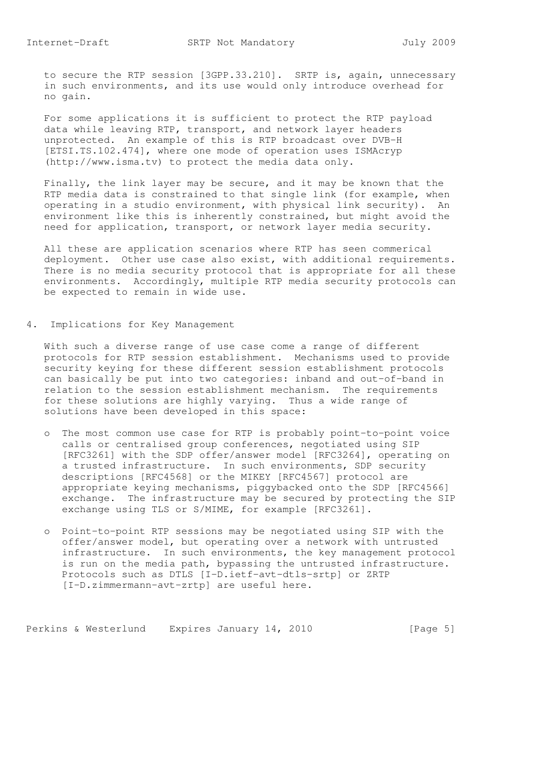to secure the RTP session [3GPP.33.210]. SRTP is, again, unnecessary in such environments, and its use would only introduce overhead for no gain.

For some applications it is sufficient to protect the RTP payload data while leaving RTP, transport, and network layer headers unprotected. An example of this is RTP broadcast over DVB-H [ETSI.TS.102.474], where one mode of operation uses ISMAcryp (http://www.isma.tv) to protect the media data only.

Finally, the link layer may be secure, and it may be known that the RTP media data is constrained to that single link (for example, when operating in a studio environment, with physical link security). An environment like this is inherently constrained, but might avoid the need for application, transport, or network layer media security.

All these are application scenarios where RTP has seen commerical deployment. Other use case also exist, with additional requirements. There is no media security protocol that is appropriate for all these environments. Accordingly, multiple RTP media security protocols can be expected to remain in wide use.

## 4. Implications for Key Management

With such a diverse range of use case come a range of different protocols for RTP session establishment. Mechanisms used to provide security keying for these different session establishment protocols can basically be put into two categories: inband and out-of-band in relation to the session establishment mechanism. The requirements for these solutions are highly varying. Thus a wide range of solutions have been developed in this space:

- The most common use case for RTP is probably point-to-point voice calls or centralised group conferences, negotiated using SIP [RFC3261] with the SDP offer/answer model [RFC3264], operating on a trusted infrastructure. In such environments, SDP security descriptions [RFC4568] or the MIKEY [RFC4567] protocol are appropriate keying mechanisms, piggybacked onto the SDP [RFC4566] exchange. The infrastructure may be secured by protecting the SIP exchange using TLS or S/MIME, for example [RFC3261].

- Point-to-point RTP sessions may be negotiated using SIP with the offer/answer model, but operating over a network with untrusted infrastructure. In such environments, the key management protocol is run on the media path, bypassing the untrusted infrastructure. Protocols such as DTLS [I-D.ietf-avt-dtls-srtp] or ZRTP [I-D.zimmermann-avt-zrtp] are useful here.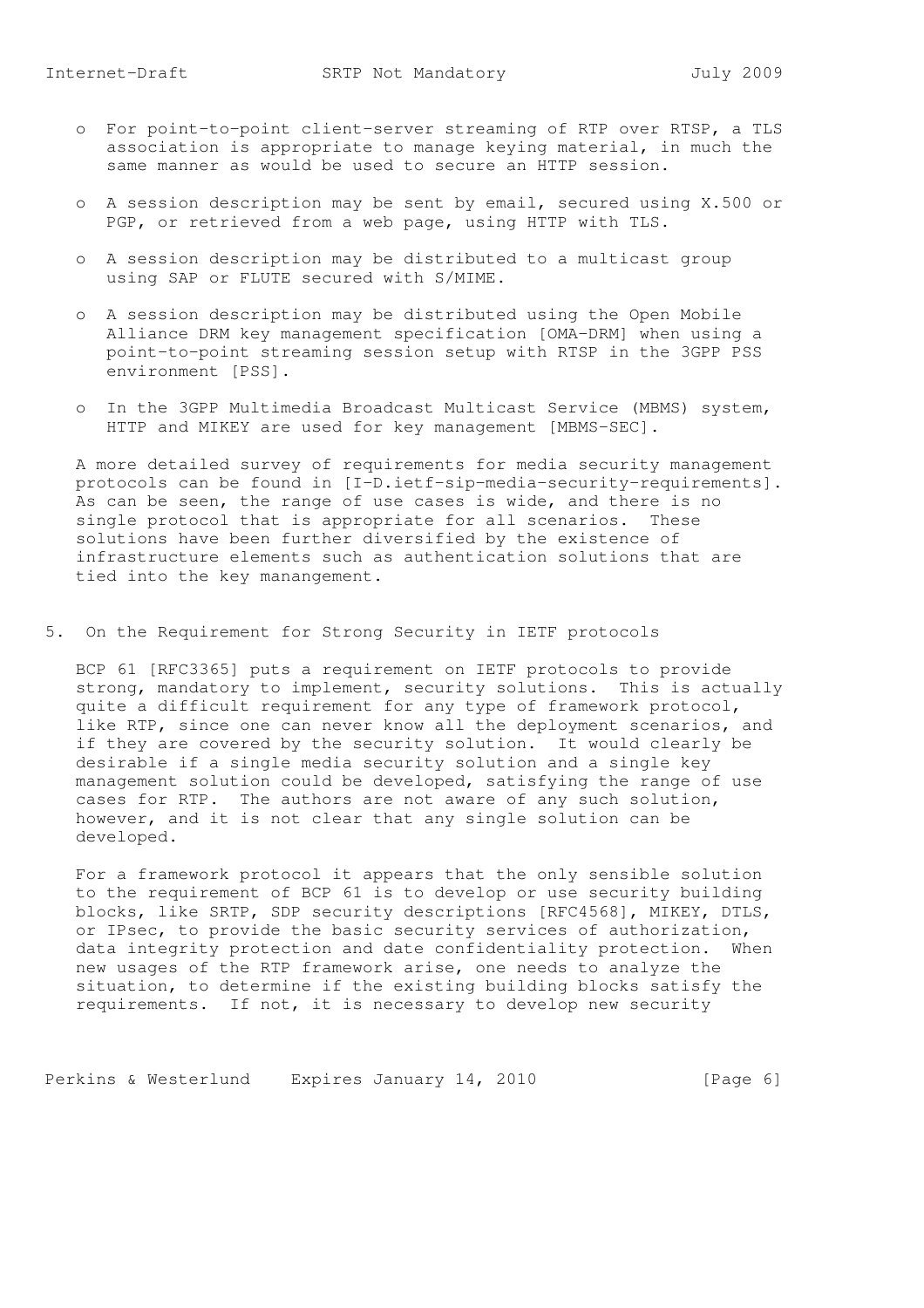- For point-to-point client-server streaming of RTP over RTSP, a TLS association is appropriate to manage keying material, in much the same manner as would be used to secure an HTTP session.

- A session description may be sent by email, secured using X.500 or PGP, or retrieved from a web page, using HTTP with TLS.

- A session description may be distributed to a multicast group using SAP or FLUTE secured with S/MIME.

- A session description may be distributed using the Open Mobile Alliance DRM key management specification [OMA-DRM] when using a point-to-point streaming session setup with RTSP in the 3GPP PSS environment [PSS].

- In the 3GPP Multimedia Broadcast Multicast Service (MBMS) system, HTTP and MIKEY are used for key management [MBMS-SEC].

A more detailed survey of requirements for media security management protocols can be found in [I-D.ietf-sip-media-security-requirements]. As can be seen, the range of use cases is wide, and there is no single protocol that is appropriate for all scenarios. These solutions have been further diversified by the existence of infrastructure elements such as authentication solutions that are tied into the key manangement.

## 5. On the Requirement for Strong Security in IETF protocols

BCP 61 [RFC3365] puts a requirement on IETF protocols to provide strong, mandatory to implement, security solutions. This is actually quite a difficult requirement for any type of framework protocol, like RTP, since one can never know all the deployment scenarios, and if they are covered by the security solution. It would clearly be desirable if a single media security solution and a single key management solution could be developed, satisfying the range of use cases for RTP. The authors are not aware of any such solution, however, and it is not clear that any single solution can be developed.

For a framework protocol it appears that the only sensible solution to the requirement of BCP 61 is to develop or use security building blocks, like SRTP, SDP security descriptions [RFC4568], MIKEY, DTLS, or IPsec, to provide the basic security services of authorization, data integrity protection and date confidentiality protection. When new usages of the RTP framework arise, one needs to analyze the situation, to determine if the existing building blocks satisfy the requirements. If not, it is necessary to develop new security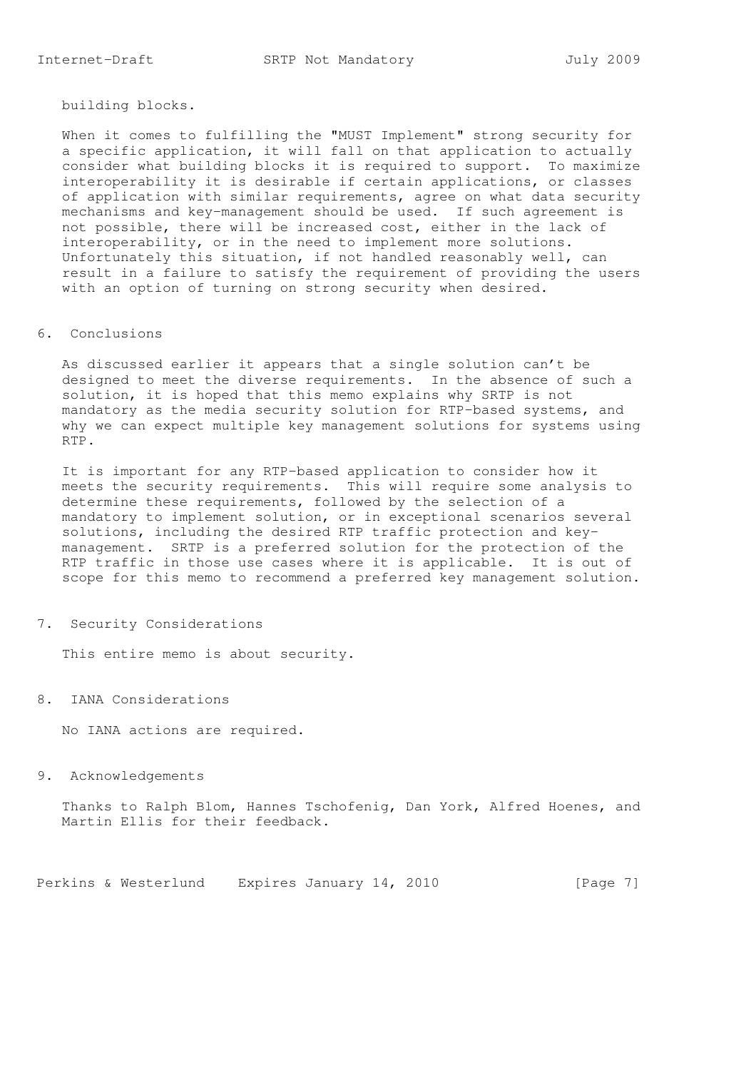building blocks.

When it comes to fulfilling the "MUST Implement" strong security for a specific application, it will fall on that application to actually consider what building blocks it is required to support. To maximize interoperability it is desirable if certain applications, or classes of application with similar requirements, agree on what data security mechanisms and key-management should be used. If such agreement is not possible, there will be increased cost, either in the lack of interoperability, or in the need to implement more solutions. Unfortunately this situation, if not handled reasonably well, can result in a failure to satisfy the requirement of providing the users with an option of turning on strong security when desired.

## 6. Conclusions

As discussed earlier it appears that a single solution can't be designed to meet the diverse requirements. In the absence of such a solution, it is hoped that this memo explains why SRTP is not mandatory as the media security solution for RTP-based systems, and why we can expect multiple key management solutions for systems using RTP.

It is important for any RTP-based application to consider how it meets the security requirements. This will require some analysis to determine these requirements, followed by the selection of a mandatory to implement solution, or in exceptional scenarios several solutions, including the desired RTP traffic protection and key-management. SRTP is a preferred solution for the protection of the RTP traffic in those use cases where it is applicable. It is out of scope for this memo to recommend a preferred key management solution.

## 7. Security Considerations

This entire memo is about security.

## 8. IANA Considerations

No IANA actions are required.

## 9. Acknowledgements

Thanks to Ralph Blom, Hannes Tschofenig, Dan York, Alfred Hoenes, and Martin Ellis for their feedback.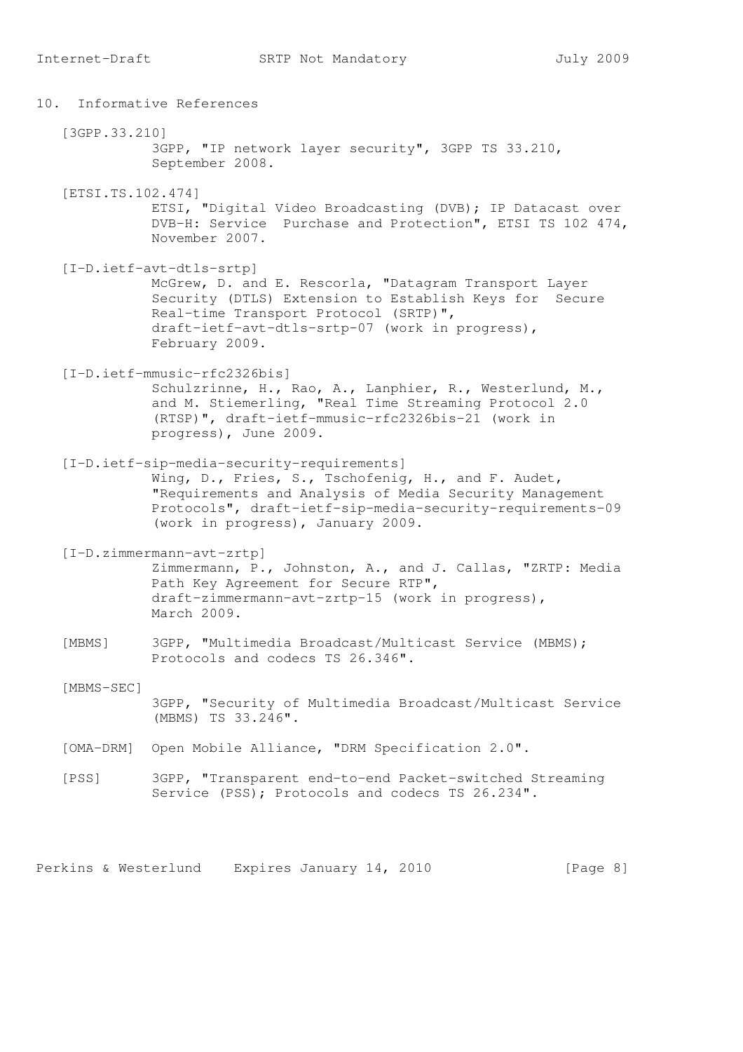## 10. Informative References

[3GPP.33.210]
3GPP, "IP network layer security", 3GPP TS 33.210, September 2008.

[ETSI.TS.102.474]
ETSI, "Digital Video Broadcasting (DVB); IP Datacast over DVB-H: Service Purchase and Protection", ETSI TS 102 474, November 2007.

[I-D.ietf-avt-dtls-srtp]
McGrew, D. and E. Rescorla, "Datagram Transport Layer Security (DTLS) Extension to Establish Keys for Secure Real-time Transport Protocol (SRTP)", draft-ietf-avt-dtls-srtp-07 (work in progress), February 2009.

[I-D.ietf-mmusic-rfc2326bis]
Schulzrinne, H., Rao, A., Lanphier, R., Westerlund, M., and M. Stiemerling, "Real Time Streaming Protocol 2.0 (RTSP)", draft-ietf-mmusic-rfc2326bis-21 (work in progress), June 2009.

[I-D.ietf-sip-media-security-requirements]
Wing, D., Fries, S., Tschofenig, H., and F. Audet, "Requirements and Analysis of Media Security Management Protocols", draft-ietf-sip-media-security-requirements-09 (work in progress), January 2009.

[I-D.zimmermann-avt-zrtp]
Zimmermann, P., Johnston, A., and J. Callas, "ZRTP: Media Path Key Agreement for Secure RTP", draft-zimmermann-avt-zrtp-15 (work in progress), March 2009.

[MBMS] 3GPP, "Multimedia Broadcast/Multicast Service (MBMS); Protocols and codecs TS 26.346".

[MBMS-SEC]
3GPP, "Security of Multimedia Broadcast/Multicast Service (MBMS) TS 33.246".

[OMA-DRM] Open Mobile Alliance, "DRM Specification 2.0".

[PSS] 3GPP, "Transparent end-to-end Packet-switched Streaming Service (PSS); Protocols and codecs TS 26.234".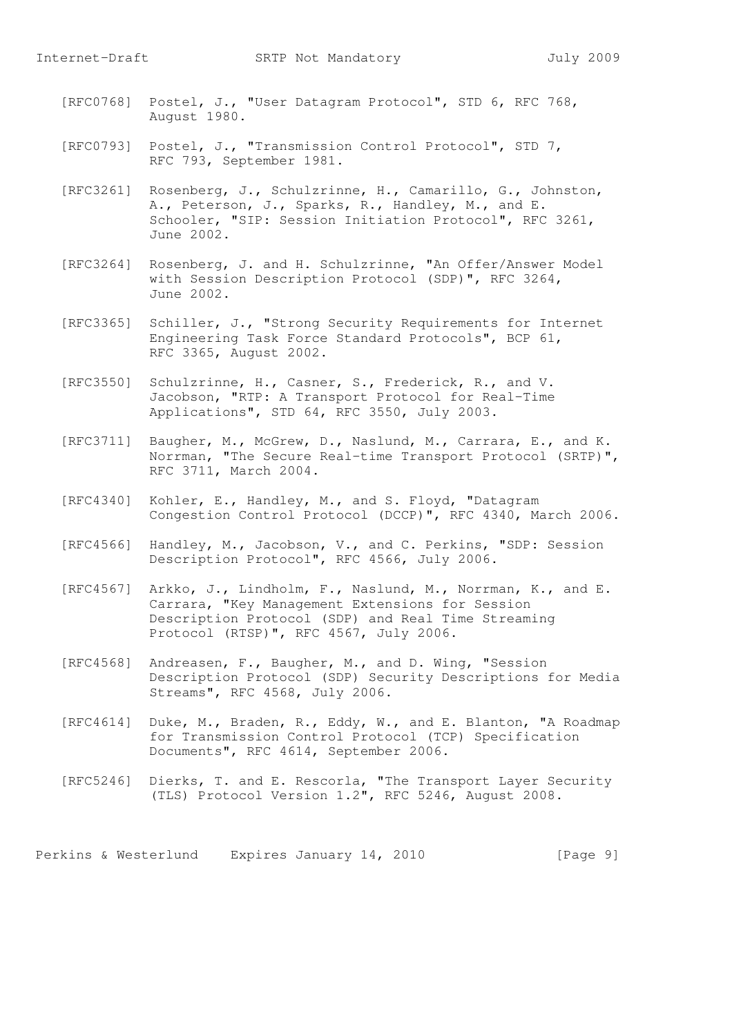[RFC0768] Postel, J., "User Datagram Protocol", STD 6, RFC 768, August 1980.

[RFC0793] Postel, J., "Transmission Control Protocol", STD 7, RFC 793, September 1981.

[RFC3261] Rosenberg, J., Schulzrinne, H., Camarillo, G., Johnston, A., Peterson, J., Sparks, R., Handley, M., and E. Schooler, "SIP: Session Initiation Protocol", RFC 3261, June 2002.

[RFC3264] Rosenberg, J. and H. Schulzrinne, "An Offer/Answer Model with Session Description Protocol (SDP)", RFC 3264, June 2002.

[RFC3365] Schiller, J., "Strong Security Requirements for Internet Engineering Task Force Standard Protocols", BCP 61, RFC 3365, August 2002.

[RFC3550] Schulzrinne, H., Casner, S., Frederick, R., and V. Jacobson, "RTP: A Transport Protocol for Real-Time Applications", STD 64, RFC 3550, July 2003.

[RFC3711] Baugher, M., McGrew, D., Naslund, M., Carrara, E., and K. Norrman, "The Secure Real-time Transport Protocol (SRTP)", RFC 3711, March 2004.

[RFC4340] Kohler, E., Handley, M., and S. Floyd, "Datagram Congestion Control Protocol (DCCP)", RFC 4340, March 2006.

[RFC4566] Handley, M., Jacobson, V., and C. Perkins, "SDP: Session Description Protocol", RFC 4566, July 2006.

[RFC4567] Arkko, J., Lindholm, F., Naslund, M., Norrman, K., and E. Carrara, "Key Management Extensions for Session Description Protocol (SDP) and Real Time Streaming Protocol (RTSP)", RFC 4567, July 2006.

[RFC4568] Andreasen, F., Baugher, M., and D. Wing, "Session Description Protocol (SDP) Security Descriptions for Media Streams", RFC 4568, July 2006.

[RFC4614] Duke, M., Braden, R., Eddy, W., and E. Blanton, "A Roadmap for Transmission Control Protocol (TCP) Specification Documents", RFC 4614, September 2006.

[RFC5246] Dierks, T. and E. Rescorla, "The Transport Layer Security (TLS) Protocol Version 1.2", RFC 5246, August 2008.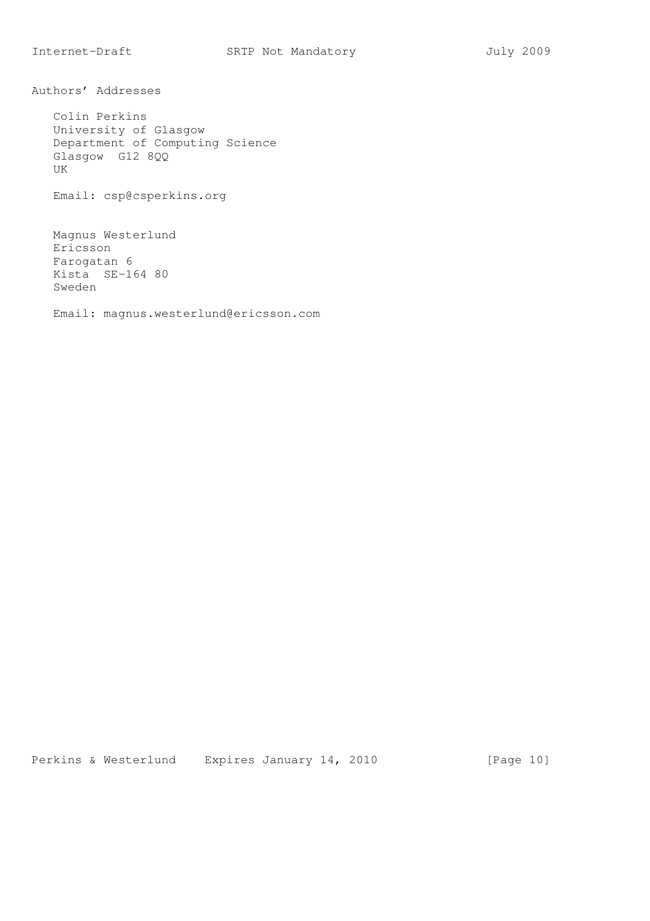## Authors' Addresses

Colin Perkins
University of Glasgow
Department of Computing Science
Glasgow G12 8QQ
UK

Email: csp@csperkins.org

Magnus Westerlund
Ericsson
Farogatan 6
Kista SE-164 80
Sweden

Email: magnus.westerlund@ericsson.com